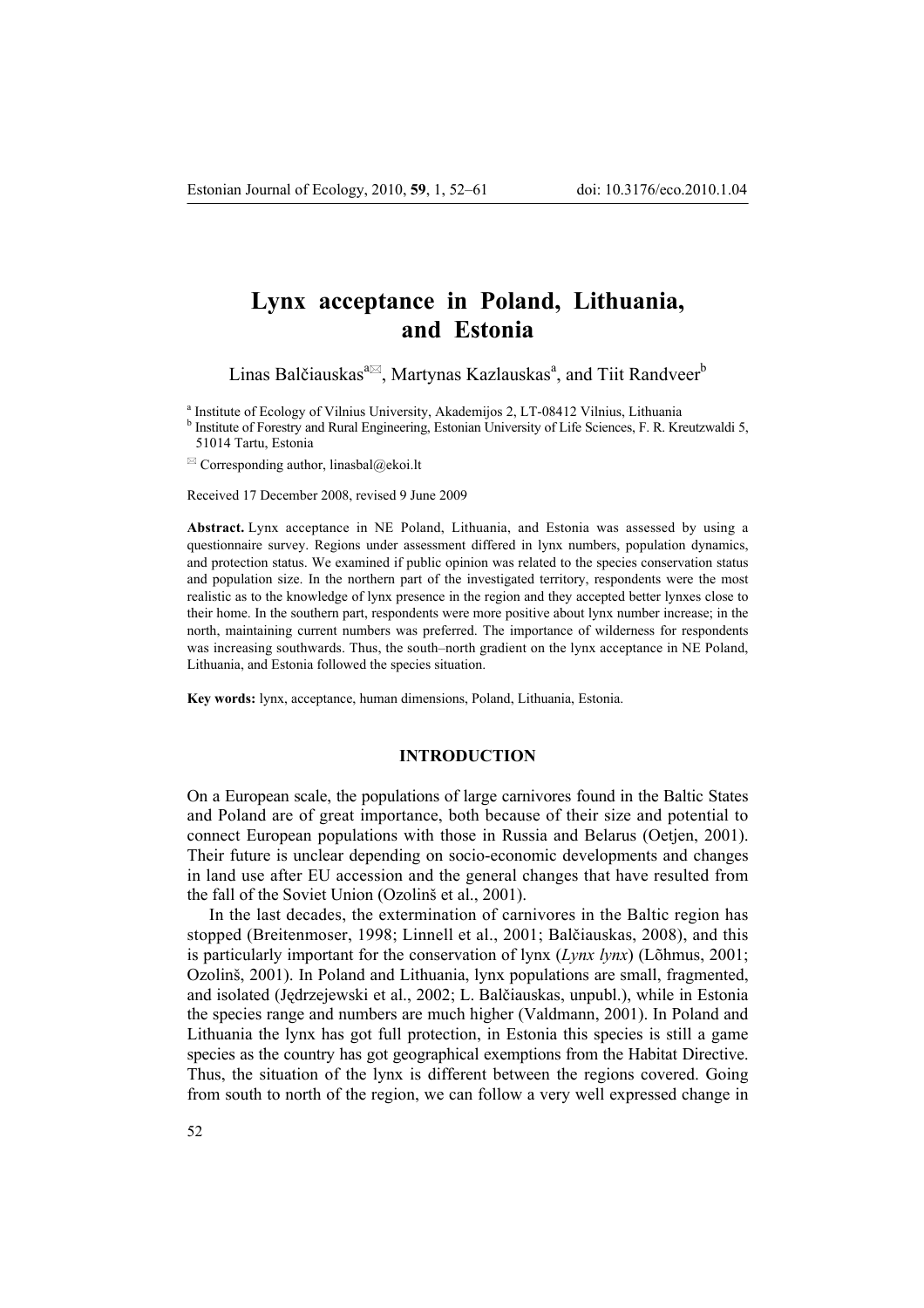# Lynx acceptance in Poland, Lithuania, and Estonia

Linas Balčiauskas[a]✉, Martynas Kazlauskas[a], and Tiit Randveer[b]

[a] Institute of Ecology of Vilnius University, Akademijos 2, LT-08412 Vilnius, Lithuania
[b] Institute of Forestry and Rural Engineering, Estonian University of Life Sciences, F. R. Kreutzwaldi 5, 51014 Tartu, Estonia

✉ Corresponding author, linasbal@ekoi.lt

Received 17 December 2008, revised 9 June 2009

**Abstract.** Lynx acceptance in NE Poland, Lithuania, and Estonia was assessed by using a questionnaire survey. Regions under assessment differed in lynx numbers, population dynamics, and protection status. We examined if public opinion was related to the species conservation status and population size. In the northern part of the investigated territory, respondents were the most realistic as to the knowledge of lynx presence in the region and they accepted better lynxes close to their home. In the southern part, respondents were more positive about lynx number increase; in the north, maintaining current numbers was preferred. The importance of wilderness for respondents was increasing southwards. Thus, the south–north gradient on the lynx acceptance in NE Poland, Lithuania, and Estonia followed the species situation.

**Key words:** lynx, acceptance, human dimensions, Poland, Lithuania, Estonia.

## INTRODUCTION

On a European scale, the populations of large carnivores found in the Baltic States and Poland are of great importance, both because of their size and potential to connect European populations with those in Russia and Belarus (Oetjen, 2001). Their future is unclear depending on socio-economic developments and changes in land use after EU accession and the general changes that have resulted from the fall of the Soviet Union (Ozolinš et al., 2001).

In the last decades, the extermination of carnivores in the Baltic region has stopped (Breitenmoser, 1998; Linnell et al., 2001; Balčiauskas, 2008), and this is particularly important for the conservation of lynx (*Lynx lynx*) (Lõhmus, 2001; Ozolinš, 2001). In Poland and Lithuania, lynx populations are small, fragmented, and isolated (Jędrzejewski et al., 2002; L. Balčiauskas, unpubl.), while in Estonia the species range and numbers are much higher (Valdmann, 2001). In Poland and Lithuania the lynx has got full protection, in Estonia this species is still a game species as the country has got geographical exemptions from the Habitat Directive. Thus, the situation of the lynx is different between the regions covered. Going from south to north of the region, we can follow a very well expressed change in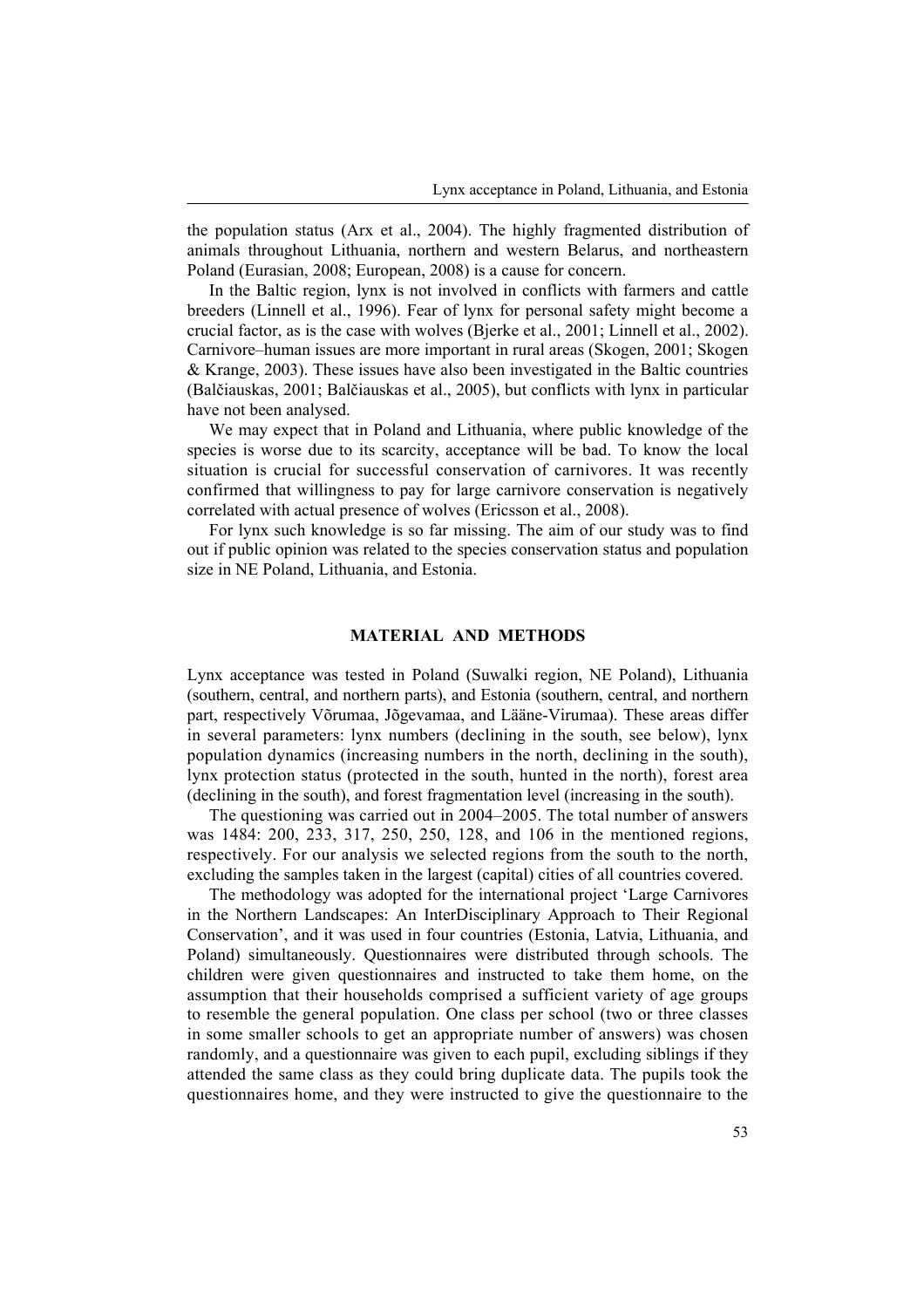the population status (Arx et al., 2004). The highly fragmented distribution of animals throughout Lithuania, northern and western Belarus, and northeastern Poland (Eurasian, 2008; European, 2008) is a cause for concern.

In the Baltic region, lynx is not involved in conflicts with farmers and cattle breeders (Linnell et al., 1996). Fear of lynx for personal safety might become a crucial factor, as is the case with wolves (Bjerke et al., 2001; Linnell et al., 2002). Carnivore–human issues are more important in rural areas (Skogen, 2001; Skogen & Krange, 2003). These issues have also been investigated in the Baltic countries (Balčiauskas, 2001; Balčiauskas et al., 2005), but conflicts with lynx in particular have not been analysed.

We may expect that in Poland and Lithuania, where public knowledge of the species is worse due to its scarcity, acceptance will be bad. To know the local situation is crucial for successful conservation of carnivores. It was recently confirmed that willingness to pay for large carnivore conservation is negatively correlated with actual presence of wolves (Ericsson et al., 2008).

For lynx such knowledge is so far missing. The aim of our study was to find out if public opinion was related to the species conservation status and population size in NE Poland, Lithuania, and Estonia.

## MATERIAL AND METHODS

Lynx acceptance was tested in Poland (Suwalki region, NE Poland), Lithuania (southern, central, and northern parts), and Estonia (southern, central, and northern part, respectively Võrumaa, Jõgevamaa, and Lääne-Virumaa). These areas differ in several parameters: lynx numbers (declining in the south, see below), lynx population dynamics (increasing numbers in the north, declining in the south), lynx protection status (protected in the south, hunted in the north), forest area (declining in the south), and forest fragmentation level (increasing in the south).

The questioning was carried out in 2004–2005. The total number of answers was 1484: 200, 233, 317, 250, 250, 128, and 106 in the mentioned regions, respectively. For our analysis we selected regions from the south to the north, excluding the samples taken in the largest (capital) cities of all countries covered.

The methodology was adopted for the international project 'Large Carnivores in the Northern Landscapes: An InterDisciplinary Approach to Their Regional Conservation', and it was used in four countries (Estonia, Latvia, Lithuania, and Poland) simultaneously. Questionnaires were distributed through schools. The children were given questionnaires and instructed to take them home, on the assumption that their households comprised a sufficient variety of age groups to resemble the general population. One class per school (two or three classes in some smaller schools to get an appropriate number of answers) was chosen randomly, and a questionnaire was given to each pupil, excluding siblings if they attended the same class as they could bring duplicate data. The pupils took the questionnaires home, and they were instructed to give the questionnaire to the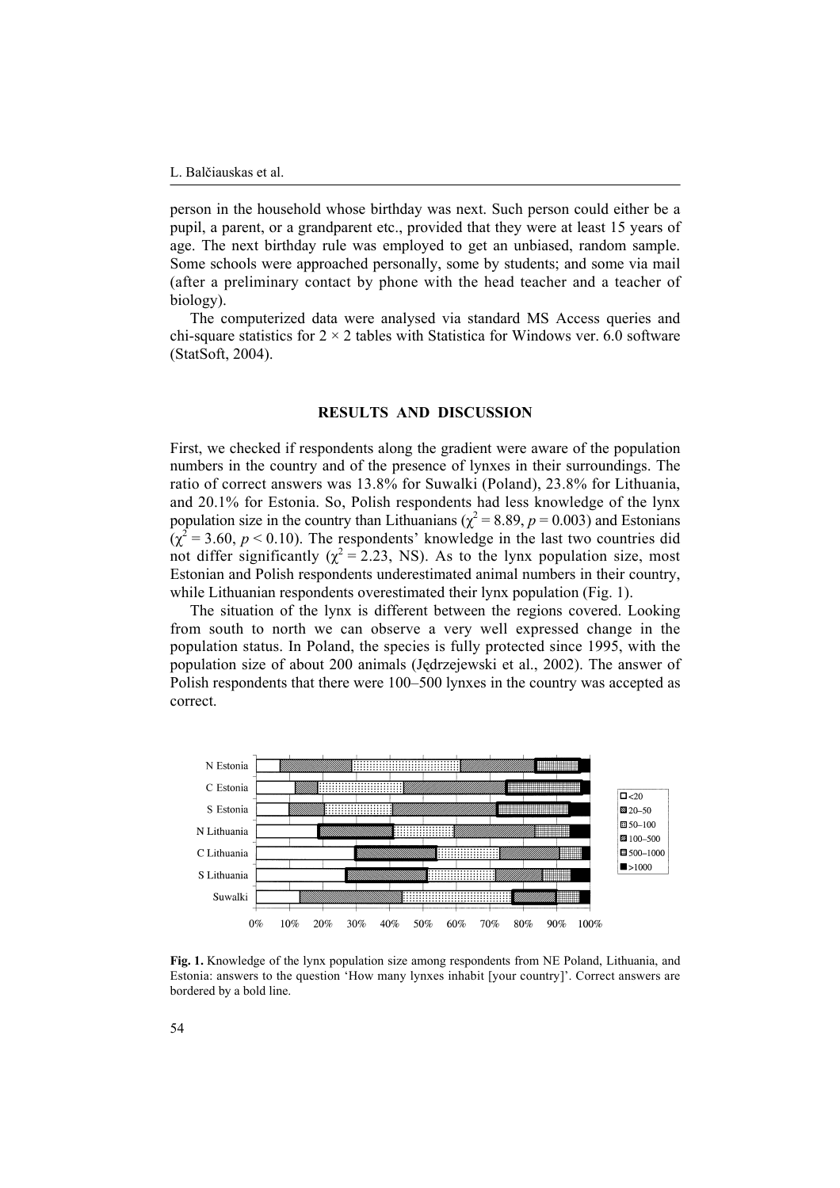person in the household whose birthday was next. Such person could either be a pupil, a parent, or a grandparent etc., provided that they were at least 15 years of age. The next birthday rule was employed to get an unbiased, random sample. Some schools were approached personally, some by students; and some via mail (after a preliminary contact by phone with the head teacher and a teacher of biology).

The computerized data were analysed via standard MS Access queries and chi-square statistics for $2 \times 2$ tables with Statistica for Windows ver. 6.0 software (StatSoft, 2004).

## RESULTS AND DISCUSSION

First, we checked if respondents along the gradient were aware of the population numbers in the country and of the presence of lynxes in their surroundings. The ratio of correct answers was 13.8% for Suwalki (Poland), 23.8% for Lithuania, and 20.1% for Estonia. So, Polish respondents had less knowledge of the lynx population size in the country than Lithuanians ($\chi^2 = 8.89$, $p = 0.003$) and Estonians ($\chi^2 = 3.60$, $p < 0.10$). The respondents' knowledge in the last two countries did not differ significantly ($\chi^2 = 2.23$, NS). As to the lynx population size, most Estonian and Polish respondents underestimated animal numbers in their country, while Lithuanian respondents overestimated their lynx population (Fig. 1).

The situation of the lynx is different between the regions covered. Looking from south to north we can observe a very well expressed change in the population status. In Poland, the species is fully protected since 1995, with the population size of about 200 animals (Jędrzejewski et al., 2002). The answer of Polish respondents that there were 100–500 lynxes in the country was accepted as correct.

**Fig. 1.** Knowledge of the lynx population size among respondents from NE Poland, Lithuania, and Estonia: answers to the question 'How many lynxes inhabit [your country]'. Correct answers are bordered by a bold line.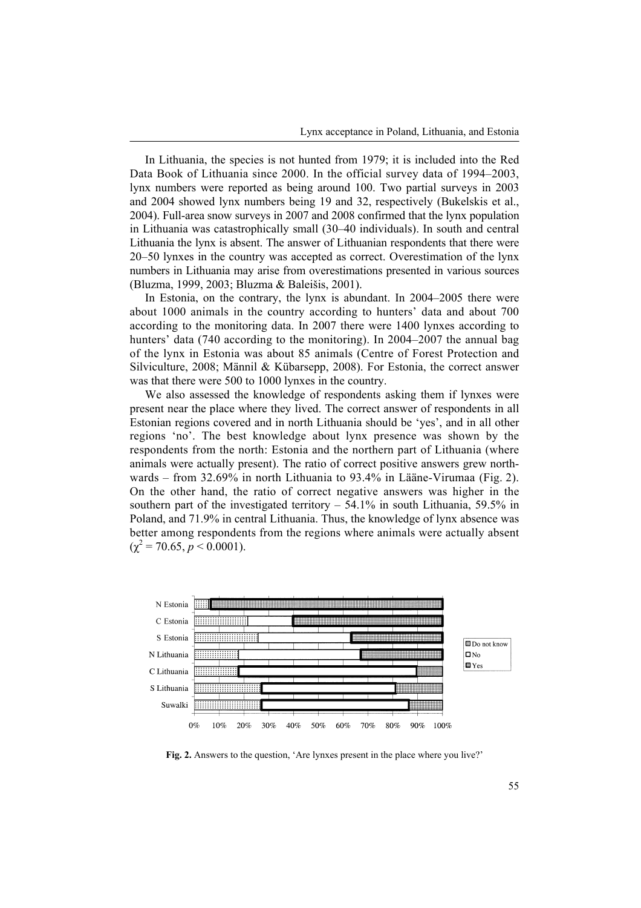In Lithuania, the species is not hunted from 1979; it is included into the Red Data Book of Lithuania since 2000. In the official survey data of 1994–2003, lynx numbers were reported as being around 100. Two partial surveys in 2003 and 2004 showed lynx numbers being 19 and 32, respectively (Bukelskis et al., 2004). Full-area snow surveys in 2007 and 2008 confirmed that the lynx population in Lithuania was catastrophically small (30–40 individuals). In south and central Lithuania the lynx is absent. The answer of Lithuanian respondents that there were 20–50 lynxes in the country was accepted as correct. Overestimation of the lynx numbers in Lithuania may arise from overestimations presented in various sources (Bluzma, 1999, 2003; Bluzma & Baleišis, 2001).

In Estonia, on the contrary, the lynx is abundant. In 2004–2005 there were about 1000 animals in the country according to hunters' data and about 700 according to the monitoring data. In 2007 there were 1400 lynxes according to hunters' data (740 according to the monitoring). In 2004–2007 the annual bag of the lynx in Estonia was about 85 animals (Centre of Forest Protection and Silviculture, 2008; Männil & Kübarsepp, 2008). For Estonia, the correct answer was that there were 500 to 1000 lynxes in the country.

We also assessed the knowledge of respondents asking them if lynxes were present near the place where they lived. The correct answer of respondents in all Estonian regions covered and in north Lithuania should be 'yes', and in all other regions 'no'. The best knowledge about lynx presence was shown by the respondents from the north: Estonia and the northern part of Lithuania (where animals were actually present). The ratio of correct positive answers grew northwards – from 32.69% in north Lithuania to 93.4% in Lääne-Virumaa (Fig. 2). On the other hand, the ratio of correct negative answers was higher in the southern part of the investigated territory – 54.1% in south Lithuania, 59.5% in Poland, and 71.9% in central Lithuania. Thus, the knowledge of lynx absence was better among respondents from the regions where animals were actually absent ($\chi^2 = 70.65$, $p < 0.0001$).

**Fig. 2.** Answers to the question, 'Are lynxes present in the place where you live?'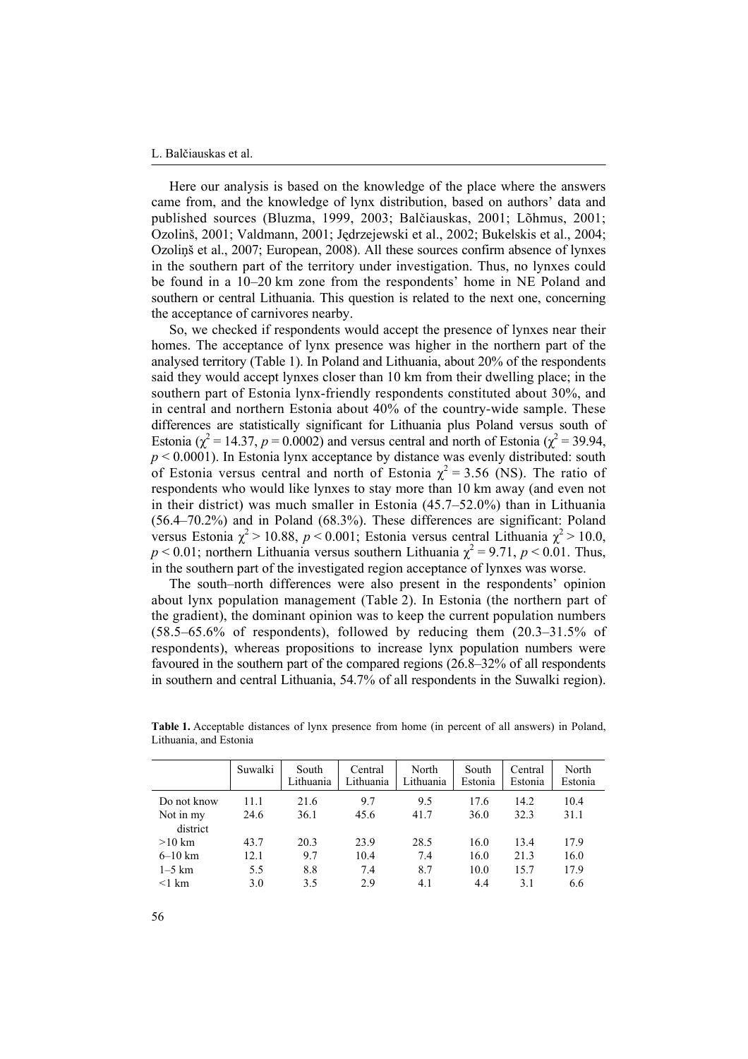Here our analysis is based on the knowledge of the place where the answers came from, and the knowledge of lynx distribution, based on authors' data and published sources (Bluzma, 1999, 2003; Balčiauskas, 2001; Lõhmus, 2001; Ozolinš, 2001; Valdmann, 2001; Jędrzejewski et al., 2002; Bukelskis et al., 2004; Ozoliņš et al., 2007; European, 2008). All these sources confirm absence of lynxes in the southern part of the territory under investigation. Thus, no lynxes could be found in a 10–20 km zone from the respondents' home in NE Poland and southern or central Lithuania. This question is related to the next one, concerning the acceptance of carnivores nearby.

So, we checked if respondents would accept the presence of lynxes near their homes. The acceptance of lynx presence was higher in the northern part of the analysed territory (Table 1). In Poland and Lithuania, about 20% of the respondents said they would accept lynxes closer than 10 km from their dwelling place; in the southern part of Estonia lynx-friendly respondents constituted about 30%, and in central and northern Estonia about 40% of the country-wide sample. These differences are statistically significant for Lithuania plus Poland versus south of Estonia ($\chi^2 = 14.37$, $p = 0.0002$) and versus central and north of Estonia ($\chi^2 = 39.94$, $p < 0.0001$). In Estonia lynx acceptance by distance was evenly distributed: south of Estonia versus central and north of Estonia $\chi^2 = 3.56$ (NS). The ratio of respondents who would like lynxes to stay more than 10 km away (and even not in their district) was much smaller in Estonia (45.7–52.0%) than in Lithuania (56.4–70.2%) and in Poland (68.3%). These differences are significant: Poland versus Estonia $\chi^2 > 10.88$, $p < 0.001$; Estonia versus central Lithuania $\chi^2 > 10.0$, $p < 0.01$; northern Lithuania versus southern Lithuania $\chi^2 = 9.71$, $p < 0.01$. Thus, in the southern part of the investigated region acceptance of lynxes was worse.

The south–north differences were also present in the respondents' opinion about lynx population management (Table 2). In Estonia (the northern part of the gradient), the dominant opinion was to keep the current population numbers (58.5–65.6% of respondents), followed by reducing them (20.3–31.5% of respondents), whereas propositions to increase lynx population numbers were favoured in the southern part of the compared regions (26.8–32% of all respondents in southern and central Lithuania, 54.7% of all respondents in the Suwalki region).

**Table 1.** Acceptable distances of lynx presence from home (in percent of all answers) in Poland, Lithuania, and Estonia

| | Suwalki | South Lithuania | Central Lithuania | North Lithuania | South Estonia | Central Estonia | North Estonia |
|---|---|---|---|---|---|---|---|
| Do not know | 11.1 | 21.6 | 9.7 | 9.5 | 17.6 | 14.2 | 10.4 |
| Not in my district | 24.6 | 36.1 | 45.6 | 41.7 | 36.0 | 32.3 | 31.1 |
| >10 km | 43.7 | 20.3 | 23.9 | 28.5 | 16.0 | 13.4 | 17.9 |
| 6–10 km | 12.1 | 9.7 | 10.4 | 7.4 | 16.0 | 21.3 | 16.0 |
| 1–5 km | 5.5 | 8.8 | 7.4 | 8.7 | 10.0 | 15.7 | 17.9 |
| <1 km | 3.0 | 3.5 | 2.9 | 4.1 | 4.4 | 3.1 | 6.6 |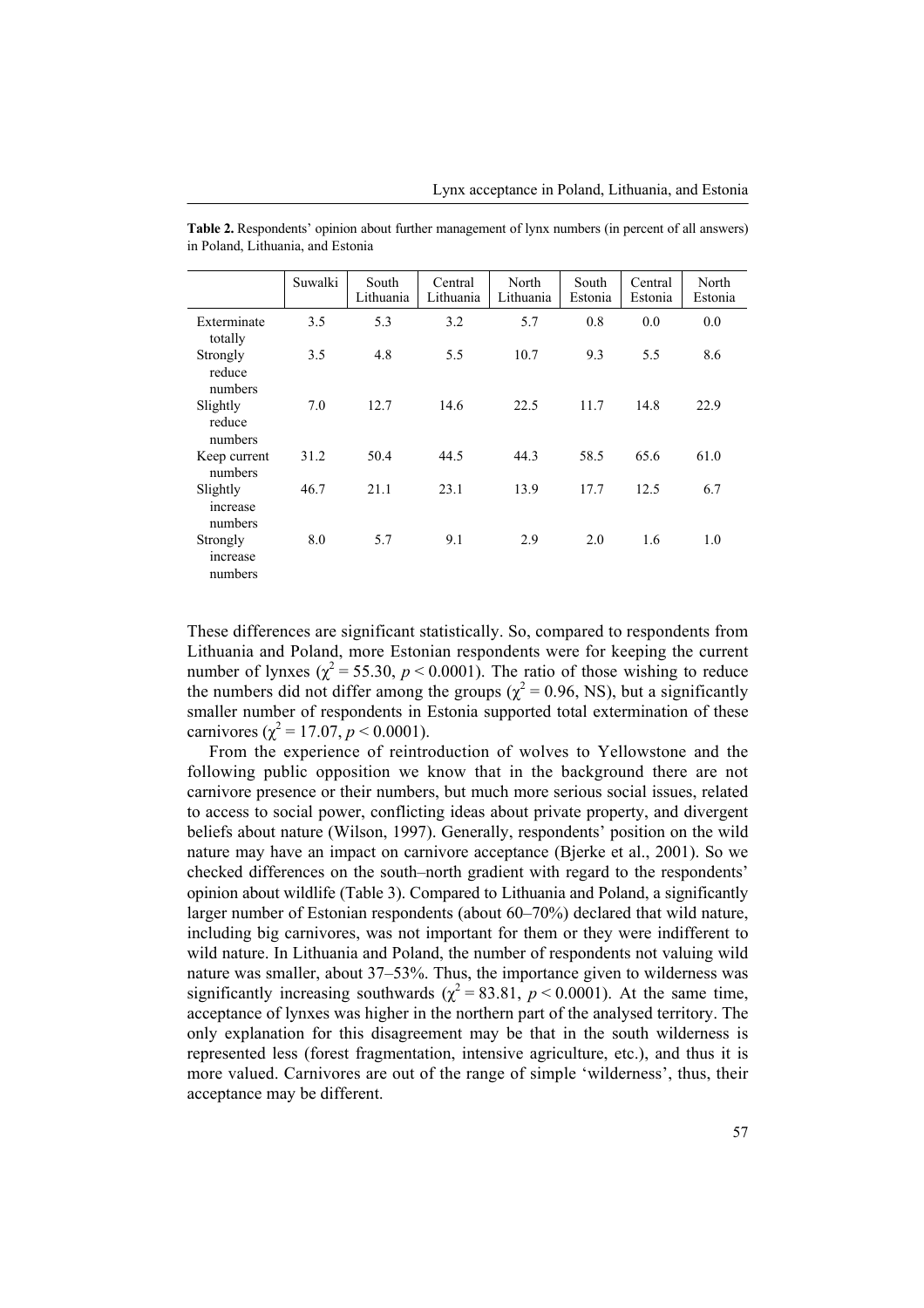**Table 2.** Respondents' opinion about further management of lynx numbers (in percent of all answers) in Poland, Lithuania, and Estonia

| | Suwalki | South Lithuania | Central Lithuania | North Lithuania | South Estonia | Central Estonia | North Estonia |
|---|---|---|---|---|---|---|---|
| Exterminate totally | 3.5 | 5.3 | 3.2 | 5.7 | 0.8 | 0.0 | 0.0 |
| Strongly reduce numbers | 3.5 | 4.8 | 5.5 | 10.7 | 9.3 | 5.5 | 8.6 |
| Slightly reduce numbers | 7.0 | 12.7 | 14.6 | 22.5 | 11.7 | 14.8 | 22.9 |
| Keep current numbers | 31.2 | 50.4 | 44.5 | 44.3 | 58.5 | 65.6 | 61.0 |
| Slightly increase numbers | 46.7 | 21.1 | 23.1 | 13.9 | 17.7 | 12.5 | 6.7 |
| Strongly increase numbers | 8.0 | 5.7 | 9.1 | 2.9 | 2.0 | 1.6 | 1.0 |

These differences are significant statistically. So, compared to respondents from Lithuania and Poland, more Estonian respondents were for keeping the current number of lynxes ($\chi^2 = 55.30$, $p < 0.0001$). The ratio of those wishing to reduce the numbers did not differ among the groups ($\chi^2 = 0.96$, NS), but a significantly smaller number of respondents in Estonia supported total extermination of these carnivores ($\chi^2 = 17.07$, $p < 0.0001$).

From the experience of reintroduction of wolves to Yellowstone and the following public opposition we know that in the background there are not carnivore presence or their numbers, but much more serious social issues, related to access to social power, conflicting ideas about private property, and divergent beliefs about nature (Wilson, 1997). Generally, respondents' position on the wild nature may have an impact on carnivore acceptance (Bjerke et al., 2001). So we checked differences on the south–north gradient with regard to the respondents' opinion about wildlife (Table 3). Compared to Lithuania and Poland, a significantly larger number of Estonian respondents (about 60–70%) declared that wild nature, including big carnivores, was not important for them or they were indifferent to wild nature. In Lithuania and Poland, the number of respondents not valuing wild nature was smaller, about 37–53%. Thus, the importance given to wilderness was significantly increasing southwards ($\chi^2 = 83.81$, $p < 0.0001$). At the same time, acceptance of lynxes was higher in the northern part of the analysed territory. The only explanation for this disagreement may be that in the south wilderness is represented less (forest fragmentation, intensive agriculture, etc.), and thus it is more valued. Carnivores are out of the range of simple 'wilderness', thus, their acceptance may be different.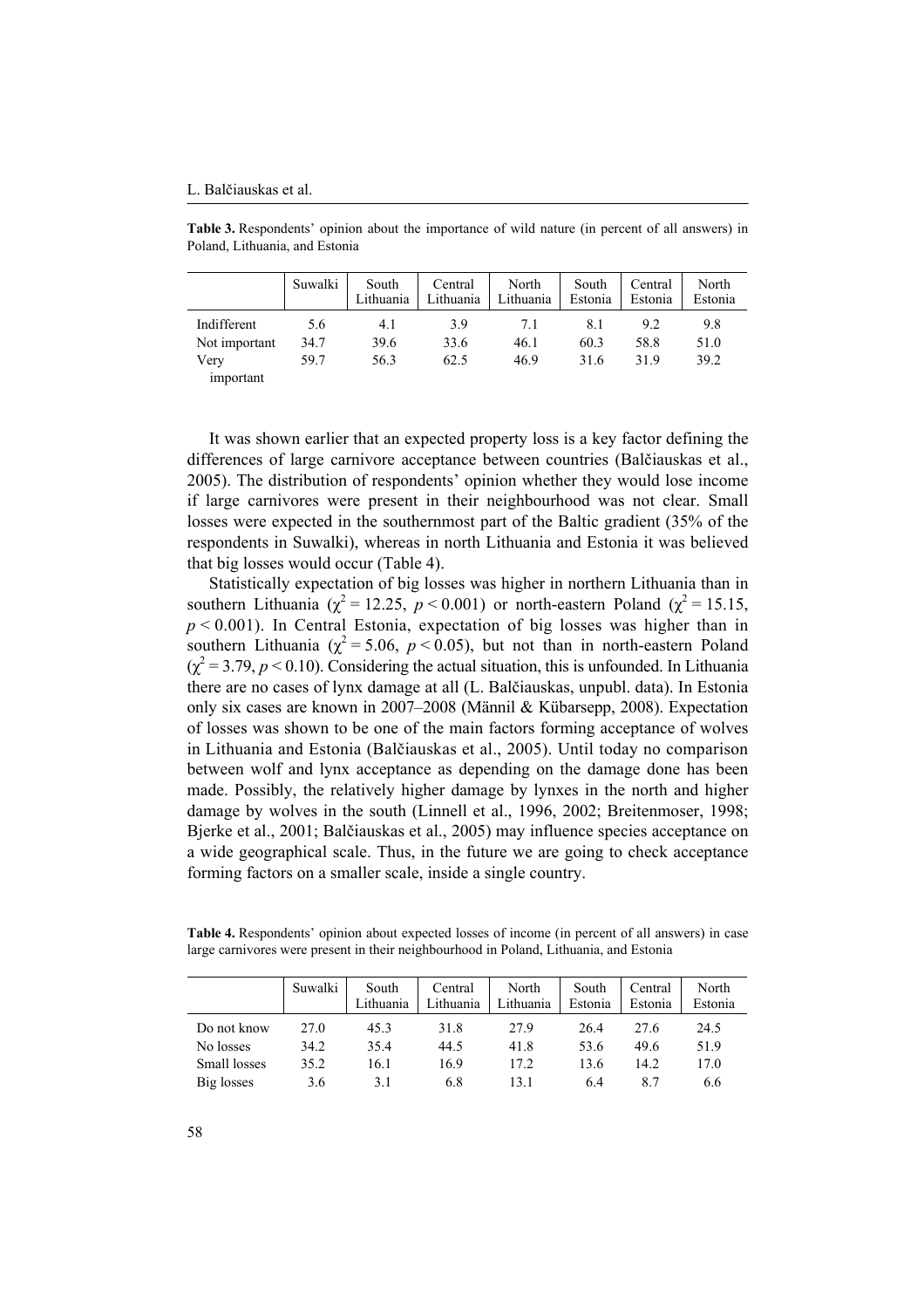**Table 3.** Respondents' opinion about the importance of wild nature (in percent of all answers) in Poland, Lithuania, and Estonia

| | Suwalki | South Lithuania | Central Lithuania | North Lithuania | South Estonia | Central Estonia | North Estonia |
|---|---|---|---|---|---|---|---|
| Indifferent | 5.6 | 4.1 | 3.9 | 7.1 | 8.1 | 9.2 | 9.8 |
| Not important | 34.7 | 39.6 | 33.6 | 46.1 | 60.3 | 58.8 | 51.0 |
| Very important | 59.7 | 56.3 | 62.5 | 46.9 | 31.6 | 31.9 | 39.2 |

It was shown earlier that an expected property loss is a key factor defining the differences of large carnivore acceptance between countries (Balčiauskas et al., 2005). The distribution of respondents' opinion whether they would lose income if large carnivores were present in their neighbourhood was not clear. Small losses were expected in the southernmost part of the Baltic gradient (35% of the respondents in Suwalki), whereas in north Lithuania and Estonia it was believed that big losses would occur (Table 4).

Statistically expectation of big losses was higher in northern Lithuania than in southern Lithuania ($\chi^2 = 12.25$, $p < 0.001$) or north-eastern Poland ($\chi^2 = 15.15$, $p < 0.001$). In Central Estonia, expectation of big losses was higher than in southern Lithuania ($\chi^2 = 5.06$, $p < 0.05$), but not than in north-eastern Poland ($\chi^2 = 3.79$, $p < 0.10$). Considering the actual situation, this is unfounded. In Lithuania there are no cases of lynx damage at all (L. Balčiauskas, unpubl. data). In Estonia only six cases are known in 2007–2008 (Männil & Kübarsepp, 2008). Expectation of losses was shown to be one of the main factors forming acceptance of wolves in Lithuania and Estonia (Balčiauskas et al., 2005). Until today no comparison between wolf and lynx acceptance as depending on the damage done has been made. Possibly, the relatively higher damage by lynxes in the north and higher damage by wolves in the south (Linnell et al., 1996, 2002; Breitenmoser, 1998; Bjerke et al., 2001; Balčiauskas et al., 2005) may influence species acceptance on a wide geographical scale. Thus, in the future we are going to check acceptance forming factors on a smaller scale, inside a single country.

**Table 4.** Respondents' opinion about expected losses of income (in percent of all answers) in case large carnivores were present in their neighbourhood in Poland, Lithuania, and Estonia

| | Suwalki | South Lithuania | Central Lithuania | North Lithuania | South Estonia | Central Estonia | North Estonia |
|---|---|---|---|---|---|---|---|
| Do not know | 27.0 | 45.3 | 31.8 | 27.9 | 26.4 | 27.6 | 24.5 |
| No losses | 34.2 | 35.4 | 44.5 | 41.8 | 53.6 | 49.6 | 51.9 |
| Small losses | 35.2 | 16.1 | 16.9 | 17.2 | 13.6 | 14.2 | 17.0 |
| Big losses | 3.6 | 3.1 | 6.8 | 13.1 | 6.4 | 8.7 | 6.6 |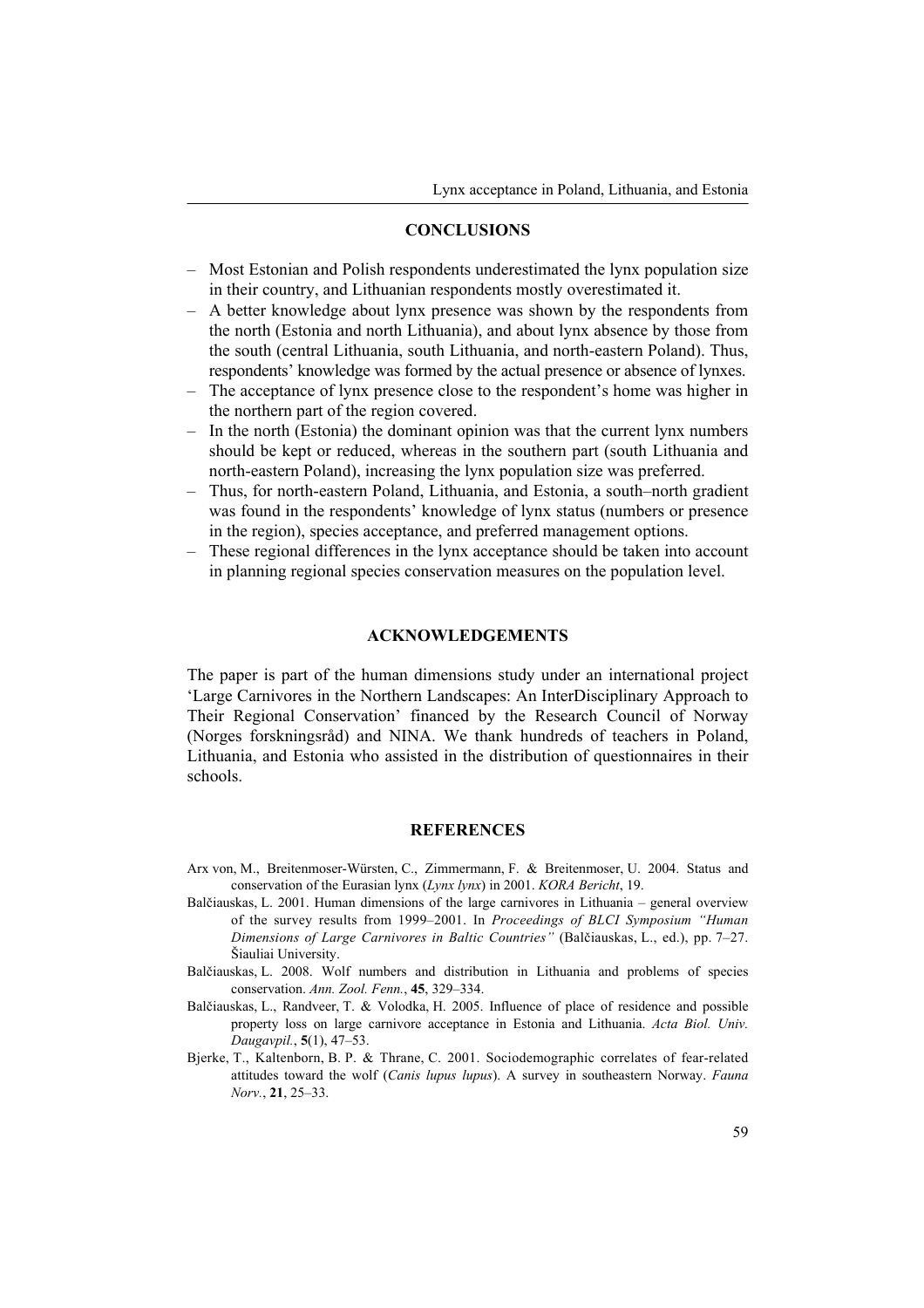## CONCLUSIONS

- Most Estonian and Polish respondents underestimated the lynx population size in their country, and Lithuanian respondents mostly overestimated it.
- A better knowledge about lynx presence was shown by the respondents from the north (Estonia and north Lithuania), and about lynx absence by those from the south (central Lithuania, south Lithuania, and north-eastern Poland). Thus, respondents' knowledge was formed by the actual presence or absence of lynxes.
- The acceptance of lynx presence close to the respondent's home was higher in the northern part of the region covered.
- In the north (Estonia) the dominant opinion was that the current lynx numbers should be kept or reduced, whereas in the southern part (south Lithuania and north-eastern Poland), increasing the lynx population size was preferred.
- Thus, for north-eastern Poland, Lithuania, and Estonia, a south–north gradient was found in the respondents' knowledge of lynx status (numbers or presence in the region), species acceptance, and preferred management options.
- These regional differences in the lynx acceptance should be taken into account in planning regional species conservation measures on the population level.

## ACKNOWLEDGEMENTS

The paper is part of the human dimensions study under an international project 'Large Carnivores in the Northern Landscapes: An InterDisciplinary Approach to Their Regional Conservation' financed by the Research Council of Norway (Norges forskningsråd) and NINA. We thank hundreds of teachers in Poland, Lithuania, and Estonia who assisted in the distribution of questionnaires in their schools.

## REFERENCES

Arx von, M., Breitenmoser-Würsten, C., Zimmermann, F. & Breitenmoser, U. 2004. Status and conservation of the Eurasian lynx (*Lynx lynx*) in 2001. *KORA Bericht*, 19.

Balčiauskas, L. 2001. Human dimensions of the large carnivores in Lithuania – general overview of the survey results from 1999–2001. In *Proceedings of BLCI Symposium "Human Dimensions of Large Carnivores in Baltic Countries"* (Balčiauskas, L., ed.), pp. 7–27. Šiauliai University.

Balčiauskas, L. 2008. Wolf numbers and distribution in Lithuania and problems of species conservation. *Ann. Zool. Fenn.*, **45**, 329–334.

Balčiauskas, L., Randveer, T. & Volodka, H. 2005. Influence of place of residence and possible property loss on large carnivore acceptance in Estonia and Lithuania. *Acta Biol. Univ. Daugavpil.*, **5**(1), 47–53.

Bjerke, T., Kaltenborn, B. P. & Thrane, C. 2001. Sociodemographic correlates of fear-related attitudes toward the wolf (*Canis lupus lupus*). A survey in southeastern Norway. *Fauna Norv.*, **21**, 25–33.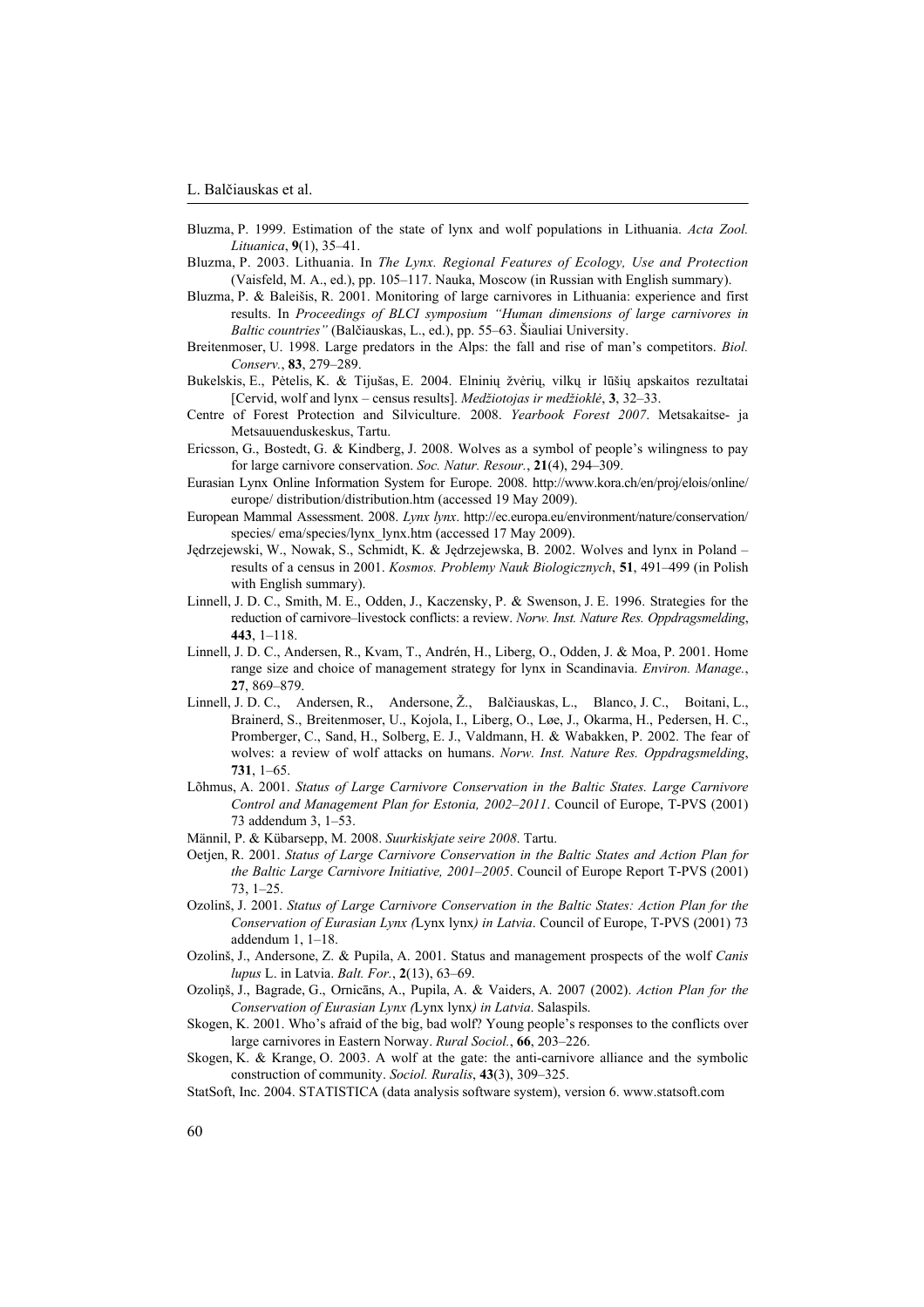Bluzma, P. 1999. Estimation of the state of lynx and wolf populations in Lithuania. *Acta Zool. Lituanica*, **9**(1), 35–41.

Bluzma, P. 2003. Lithuania. In *The Lynx. Regional Features of Ecology, Use and Protection* (Vaisfeld, M. A., ed.), pp. 105–117. Nauka, Moscow (in Russian with English summary).

Bluzma, P. & Baleišis, R. 2001. Monitoring of large carnivores in Lithuania: experience and first results. In *Proceedings of BLCI symposium "Human dimensions of large carnivores in Baltic countries"* (Balčiauskas, L., ed.), pp. 55–63. Šiauliai University.

Breitenmoser, U. 1998. Large predators in the Alps: the fall and rise of man's competitors. *Biol. Conserv.*, **83**, 279–289.

Bukelskis, E., Pėtelis, K. & Tijušas, E. 2004. Elninių žvėrių, vilkų ir lūšių apskaitos rezultatai [Cervid, wolf and lynx – census results]. *Medžiotojas ir medžioklė*, **3**, 32–33.

Centre of Forest Protection and Silviculture. 2008. *Yearbook Forest 2007*. Metsakaitse- ja Metsauuenduskeskus, Tartu.

Ericsson, G., Bostedt, G. & Kindberg, J. 2008. Wolves as a symbol of people's wilingness to pay for large carnivore conservation. *Soc. Natur. Resour.*, **21**(4), 294–309.

Eurasian Lynx Online Information System for Europe. 2008. http://www.kora.ch/en/proj/elois/online/europe/ distribution/distribution.htm (accessed 19 May 2009).

European Mammal Assessment. 2008. *Lynx lynx*. http://ec.europa.eu/environment/nature/conservation/species/ ema/species/lynx_lynx.htm (accessed 17 May 2009).

Jędrzejewski, W., Nowak, S., Schmidt, K. & Jędrzejewska, B. 2002. Wolves and lynx in Poland – results of a census in 2001. *Kosmos. Problemy Nauk Biologicznych*, **51**, 491–499 (in Polish with English summary).

Linnell, J. D. C., Smith, M. E., Odden, J., Kaczensky, P. & Swenson, J. E. 1996. Strategies for the reduction of carnivore–livestock conflicts: a review. *Norw. Inst. Nature Res. Oppdragsmelding*, **443**, 1–118.

Linnell, J. D. C., Andersen, R., Kvam, T., Andrén, H., Liberg, O., Odden, J. & Moa, P. 2001. Home range size and choice of management strategy for lynx in Scandinavia. *Environ. Manage.*, **27**, 869–879.

Linnell, J. D. C., Andersen, R., Andersone, Ž., Balčiauskas, L., Blanco, J. C., Boitani, L., Brainerd, S., Breitenmoser, U., Kojola, I., Liberg, O., Løe, J., Okarma, H., Pedersen, H. C., Promberger, C., Sand, H., Solberg, E. J., Valdmann, H. & Wabakken, P. 2002. The fear of wolves: a review of wolf attacks on humans. *Norw. Inst. Nature Res. Oppdragsmelding*, **731**, 1–65.

Lõhmus, A. 2001. *Status of Large Carnivore Conservation in the Baltic States. Large Carnivore Control and Management Plan for Estonia, 2002–2011*. Council of Europe, T-PVS (2001) 73 addendum 3, 1–53.

Männil, P. & Kübarsepp, M. 2008. *Suurkiskjate seire 2008*. Tartu.

Oetjen, R. 2001. *Status of Large Carnivore Conservation in the Baltic States and Action Plan for the Baltic Large Carnivore Initiative, 2001–2005*. Council of Europe Report T-PVS (2001) 73, 1–25.

Ozolinš, J. 2001. *Status of Large Carnivore Conservation in the Baltic States: Action Plan for the Conservation of Eurasian Lynx (*Lynx lynx*) in Latvia*. Council of Europe, T-PVS (2001) 73 addendum 1, 1–18.

Ozolinš, J., Andersone, Z. & Pupila, A. 2001. Status and management prospects of the wolf *Canis lupus* L. in Latvia. *Balt. For.*, **2**(13), 63–69.

Ozoliņš, J., Bagrade, G., Ornicāns, A., Pupila, A. & Vaiders, A. 2007 (2002). *Action Plan for the Conservation of Eurasian Lynx (*Lynx lynx*) in Latvia*. Salaspils.

Skogen, K. 2001. Who's afraid of the big, bad wolf? Young people's responses to the conflicts over large carnivores in Eastern Norway. *Rural Sociol.*, **66**, 203–226.

Skogen, K. & Krange, O. 2003. A wolf at the gate: the anti-carnivore alliance and the symbolic construction of community. *Sociol. Ruralis*, **43**(3), 309–325.

StatSoft, Inc. 2004. STATISTICA (data analysis software system), version 6. www.statsoft.com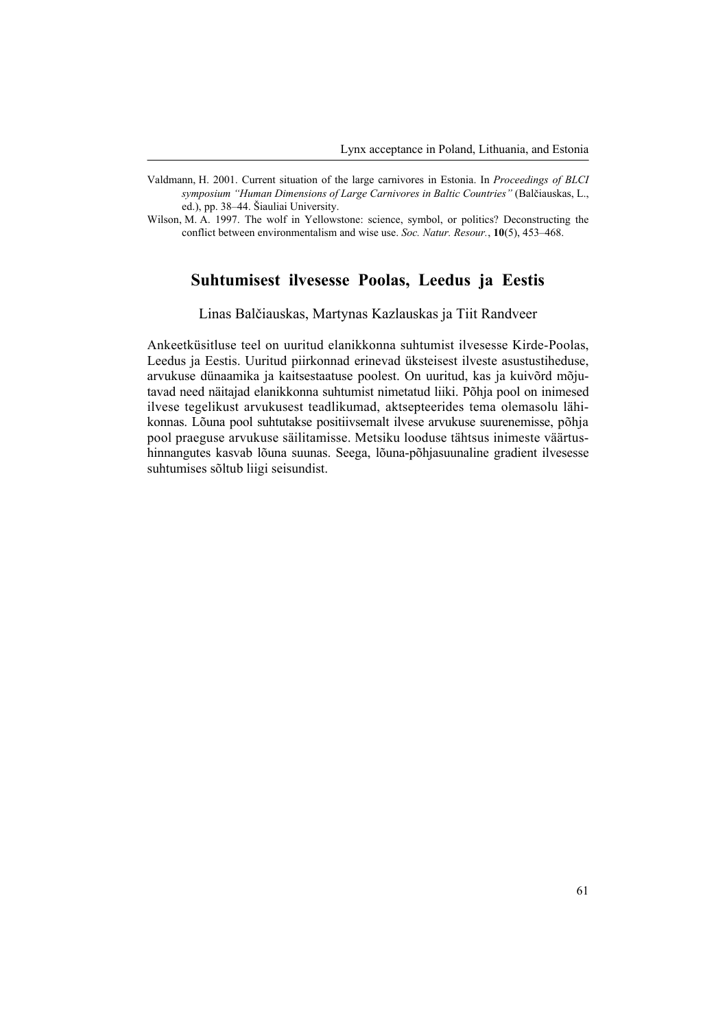Valdmann, H. 2001. Current situation of the large carnivores in Estonia. In *Proceedings of BLCI symposium "Human Dimensions of Large Carnivores in Baltic Countries"* (Balčiauskas, L., ed.), pp. 38–44. Šiauliai University.

Wilson, M. A. 1997. The wolf in Yellowstone: science, symbol, or politics? Deconstructing the conflict between environmentalism and wise use. *Soc. Natur. Resour.*, **10**(5), 453–468.

## Suhtumisest ilvesesse Poolas, Leedus ja Eestis

Linas Balčiauskas, Martynas Kazlauskas ja Tiit Randveer

Ankeetküsitluse teel on uuritud elanikkonna suhtumist ilvesesse Kirde-Poolas, Leedus ja Eestis. Uuritud piirkonnad erinevad üksteisest ilveste asustustiheduse, arvukuse dünaamika ja kaitsestaatuse poolest. On uuritud, kas ja kuivõrd mõjutavad need näitajad elanikkonna suhtumist nimetatud liiki. Põhja pool on inimesed ilvese tegelikust arvukusest teadlikumad, aktsepteerides tema olemasolu lähikonnas. Lõuna pool suhtutakse positiivsemalt ilvese arvukuse suurenemisse, põhja pool praeguse arvukuse säilitamisse. Metsiku looduse tähtsus inimeste väärtushinnangutes kasvab lõuna suunas. Seega, lõuna-põhjasuunaline gradient ilvesesse suhtumises sõltub liigi seisundist.